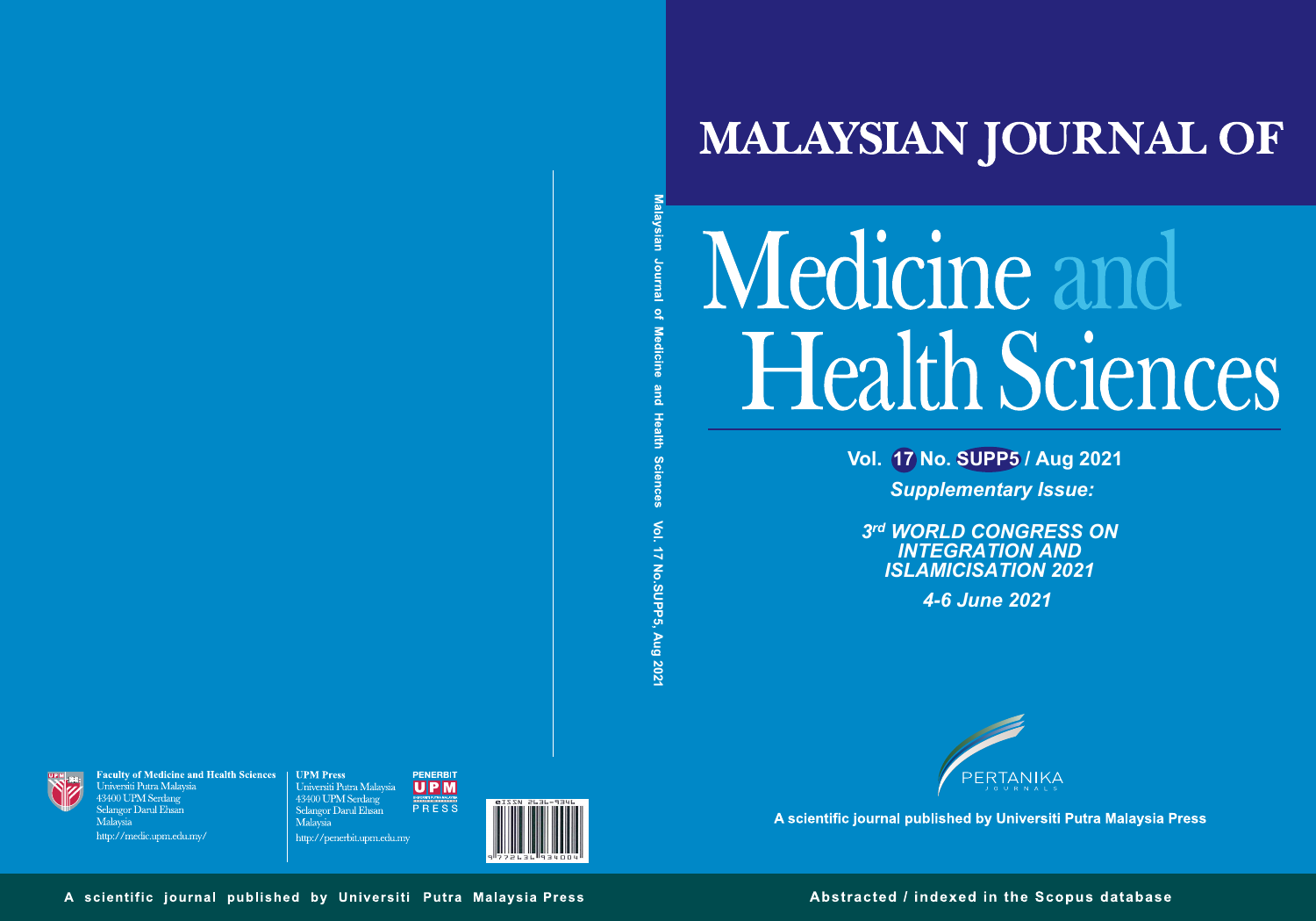# MALAYSIAN JOURNAL OF

# Medicine and Health Sciences

**Vol. 17 No. SUPP5 / Aug 2021**

***Supplementary Issue:***

***3rd WORLD CONGRESS ON INTEGRATION AND ISLAMICISATION 2021***

***4-6 June 2021***

Malaysian Journal of Medicine and Health Sciences Vol. 17 No.SUPP5, Aug 2021

PERTANIKA JOURNALS

**A scientific journal published by Universiti Putra Malaysia Press**

**Faculty of Medicine and Health Sciences**
Universiti Putra Malaysia
43400 UPM Serdang
Selangor Darul Ehsan
Malaysia
http://medic.upm.edu.my/

**UPM Press**
Universiti Putra Malaysia
43400 UPM Serdang
Selangor Darul Ehsan
Malaysia
http://penerbit.upm.edu.my

PENERBIT UPM PRESS

eISSN 2636-9346

**A scientific journal published by Universiti Putra Malaysia Press**

**Abstracted / indexed in the Scopus database**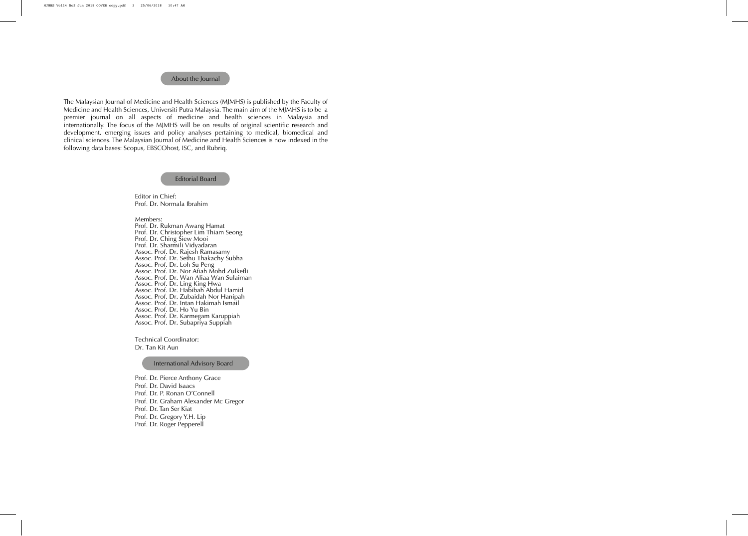## About the Journal

The Malaysian Journal of Medicine and Health Sciences (MJMHS) is published by the Faculty of Medicine and Health Sciences, Universiti Putra Malaysia. The main aim of the MJMHS is to be a premier journal on all aspects of medicine and health sciences in Malaysia and internationally. The focus of the MJMHS will be on results of original scientific research and development, emerging issues and policy analyses pertaining to medical, biomedical and clinical sciences. The Malaysian Journal of Medicine and Health Sciences is now indexed in the following data bases: Scopus, EBSCOhost, ISC, and Rubriq.

## Editorial Board

Editor in Chief:
Prof. Dr. Normala Ibrahim

Members:
Prof. Dr. Rukman Awang Hamat
Prof. Dr. Christopher Lim Thiam Seong
Prof. Dr. Ching Siew Mooi
Prof. Dr. Sharmili Vidyadaran
Assoc. Prof. Dr. Rajesh Ramasamy
Assoc. Prof. Dr. Sethu Thakachy Subha
Assoc. Prof. Dr. Loh Su Peng
Assoc. Prof. Dr. Nor Afiah Mohd Zulkefli
Assoc. Prof. Dr. Wan Aliaa Wan Sulaiman
Assoc. Prof. Dr. Ling King Hwa
Assoc. Prof. Dr. Habibah Abdul Hamid
Assoc. Prof. Dr. Zubaidah Nor Hanipah
Assoc. Prof. Dr. Intan Hakimah Ismail
Assoc. Prof. Dr. Ho Yu Bin
Assoc. Prof. Dr. Karmegam Karuppiah
Assoc. Prof. Dr. Subapriya Suppiah

Technical Coordinator:
Dr. Tan Kit Aun

## International Advisory Board

Prof. Dr. Pierce Anthony Grace
Prof. Dr. David Isaacs
Prof. Dr. P. Ronan O'Connell
Prof. Dr. Graham Alexander Mc Gregor
Prof. Dr. Tan Ser Kiat
Prof. Dr. Gregory Y.H. Lip
Prof. Dr. Roger Pepperell